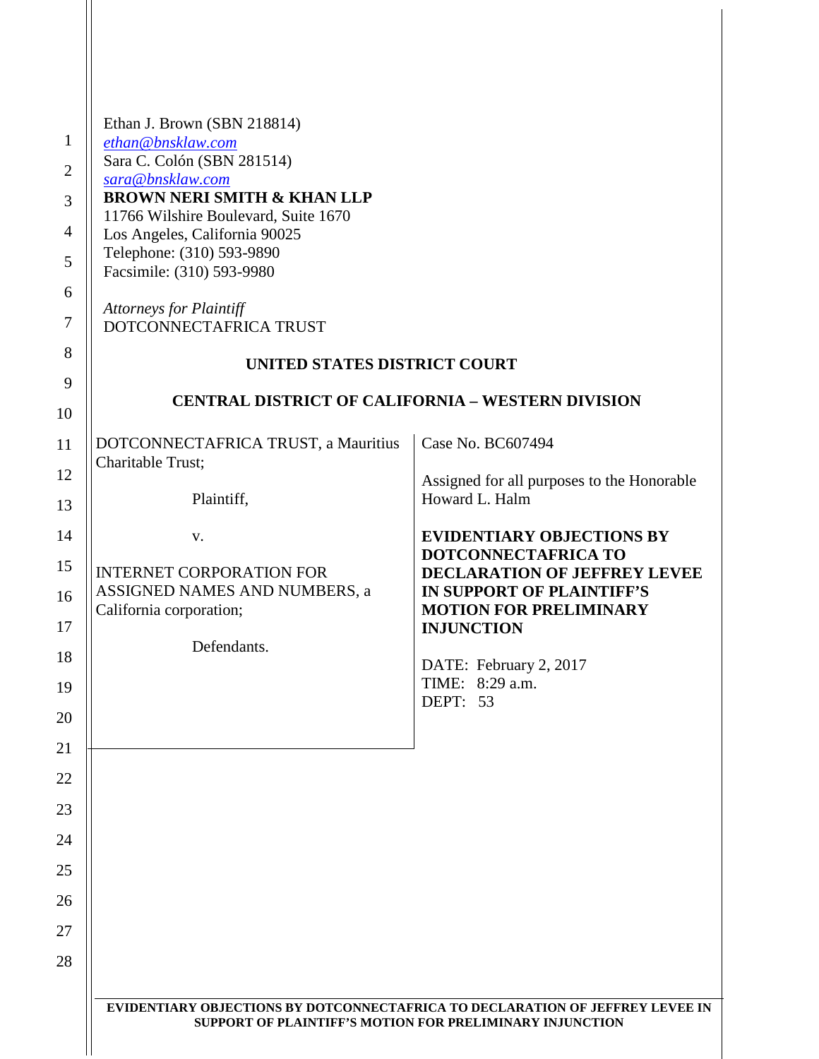Ethan J. Brown (SBN 218814)
ethan@bnsklaw.com
Sara C. Colón (SBN 281514)
sara@bnsklaw.com
**BROWN NERI SMITH & KHAN LLP**
11766 Wilshire Boulevard, Suite 1670
Los Angeles, California 90025
Telephone: (310) 593-9890
Facsimile: (310) 593-9980

*Attorneys for Plaintiff*
DOTCONNECTAFRICA TRUST

**UNITED STATES DISTRICT COURT**

**CENTRAL DISTRICT OF CALIFORNIA – WESTERN DIVISION**

| | |
|---|---|
| DOTCONNECTAFRICA TRUST, a Mauritius Charitable Trust;<br><br>Plaintiff,<br><br>v.<br><br>INTERNET CORPORATION FOR ASSIGNED NAMES AND NUMBERS, a California corporation;<br><br>Defendants. | Case No. BC607494<br><br>Assigned for all purposes to the Honorable Howard L. Halm<br><br>**EVIDENTIARY OBJECTIONS BY DOTCONNECTAFRICA TO DECLARATION OF JEFFREY LEVEE IN SUPPORT OF PLAINTIFF'S MOTION FOR PRELIMINARY INJUNCTION**<br><br>DATE: February 2, 2017<br>TIME: 8:29 a.m.<br>DEPT: 53 |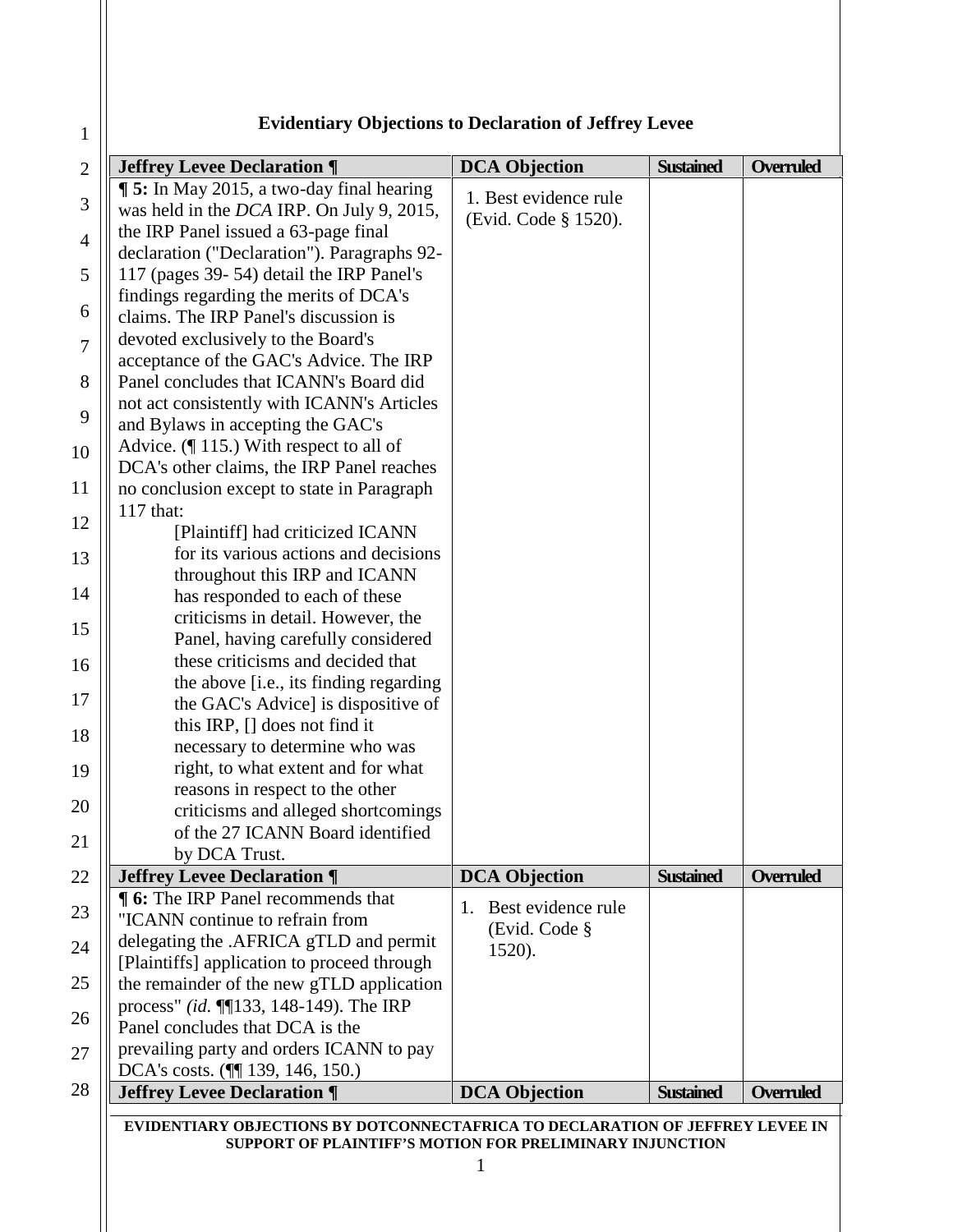**Evidentiary Objections to Declaration of Jeffrey Levee**

| Jeffrey Levee Declaration ¶ | DCA Objection | Sustained | Overruled |
|---|---|---|---|
| **¶ 5:** In May 2015, a two-day final hearing was held in the *DCA* IRP. On July 9, 2015, the IRP Panel issued a 63-page final declaration ("Declaration"). Paragraphs 92-117 (pages 39- 54) detail the IRP Panel's findings regarding the merits of DCA's claims. The IRP Panel's discussion is devoted exclusively to the Board's acceptance of the GAC's Advice. The IRP Panel concludes that ICANN's Board did not act consistently with ICANN's Articles and Bylaws in accepting the GAC's Advice. (¶ 115.) With respect to all of DCA's other claims, the IRP Panel reaches no conclusion except to state in Paragraph 117 that: [Plaintiff] had criticized ICANN for its various actions and decisions throughout this IRP and ICANN has responded to each of these criticisms in detail. However, the Panel, having carefully considered these criticisms and decided that the above [i.e., its finding regarding the GAC's Advice] is dispositive of this IRP, [] does not find it necessary to determine who was right, to what extent and for what reasons in respect to the other criticisms and alleged shortcomings of the 27 ICANN Board identified by DCA Trust. | 1. Best evidence rule (Evid. Code § 1520). | | |

| Jeffrey Levee Declaration ¶ | DCA Objection | Sustained | Overruled |
|---|---|---|---|
| **¶ 6:** The IRP Panel recommends that "ICANN continue to refrain from delegating the .AFRICA gTLD and permit [Plaintiffs] application to proceed through the remainder of the new gTLD application process" *(id.* ¶¶133, 148-149). The IRP Panel concludes that DCA is the prevailing party and orders ICANN to pay DCA's costs. (¶¶ 139, 146, 150.) | 1. Best evidence rule (Evid. Code § 1520). | | |

| Jeffrey Levee Declaration ¶ | DCA Objection | Sustained | Overruled |
|---|---|---|---|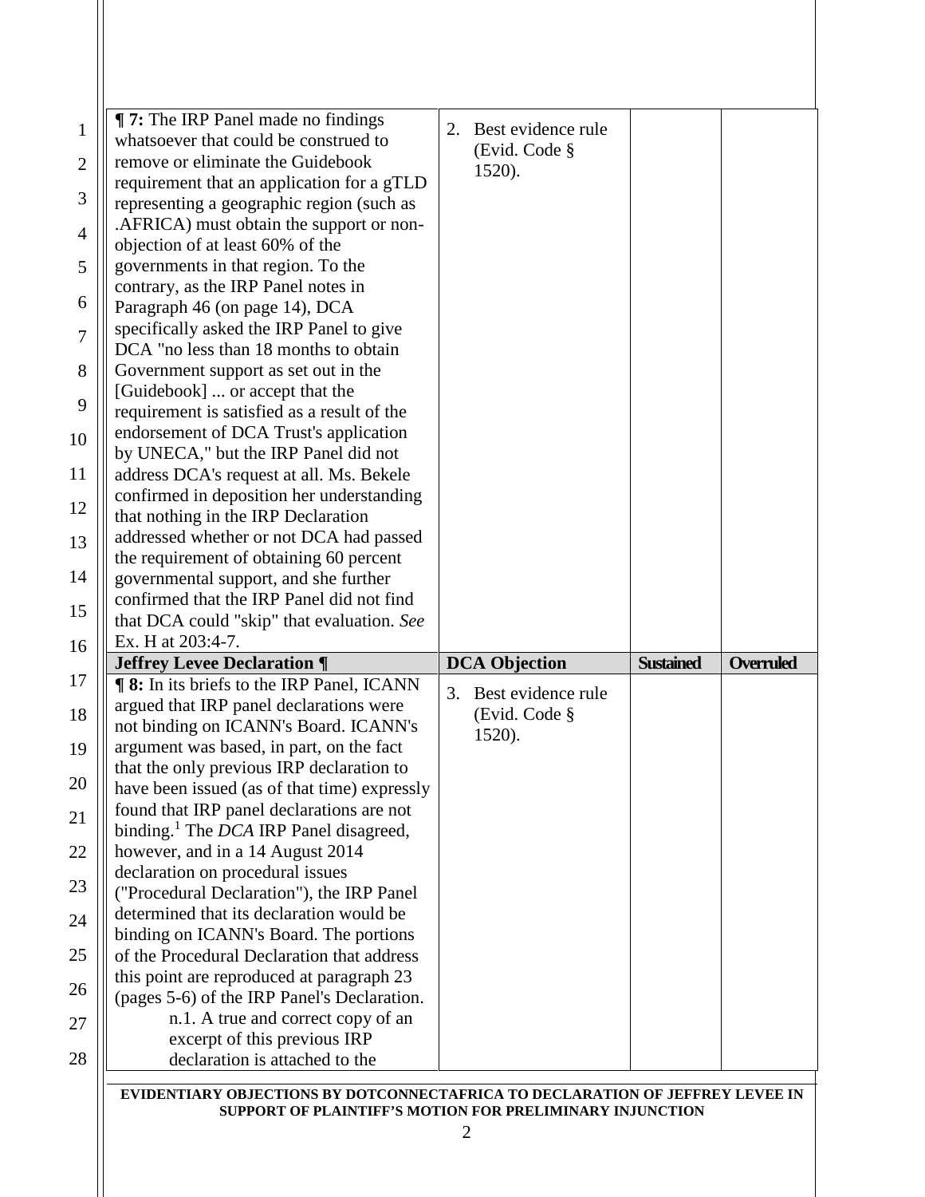| | | | |
|---|---|---|---|
| **¶ 7:** The IRP Panel made no findings whatsoever that could be construed to remove or eliminate the Guidebook requirement that an application for a gTLD representing a geographic region (such as .AFRICA) must obtain the support or non-objection of at least 60% of the governments in that region. To the contrary, as the IRP Panel notes in Paragraph 46 (on page 14), DCA specifically asked the IRP Panel to give DCA "no less than 18 months to obtain Government support as set out in the [Guidebook] ... or accept that the requirement is satisfied as a result of the endorsement of DCA Trust's application by UNECA," but the IRP Panel did not address DCA's request at all. Ms. Bekele confirmed in deposition her understanding that nothing in the IRP Declaration addressed whether or not DCA had passed the requirement of obtaining 60 percent governmental support, and she further confirmed that the IRP Panel did not find that DCA could "skip" that evaluation. *See* Ex. H at 203:4-7. | 2. Best evidence rule (Evid. Code § 1520). | | |
| **Jeffrey Levee Declaration ¶** | **DCA Objection** | **Sustained** | **Overruled** |
| **¶ 8:** In its briefs to the IRP Panel, ICANN argued that IRP panel declarations were not binding on ICANN's Board. ICANN's argument was based, in part, on the fact that the only previous IRP declaration to have been issued (as of that time) expressly found that IRP panel declarations are not binding.[1] The *DCA* IRP Panel disagreed, however, and in a 14 August 2014 declaration on procedural issues ("Procedural Declaration"), the IRP Panel determined that its declaration would be binding on ICANN's Board. The portions of the Procedural Declaration that address this point are reproduced at paragraph 23 (pages 5-6) of the IRP Panel's Declaration.<br>n.1. A true and correct copy of an excerpt of this previous IRP declaration is attached to the | 3. Best evidence rule (Evid. Code § 1520). | | |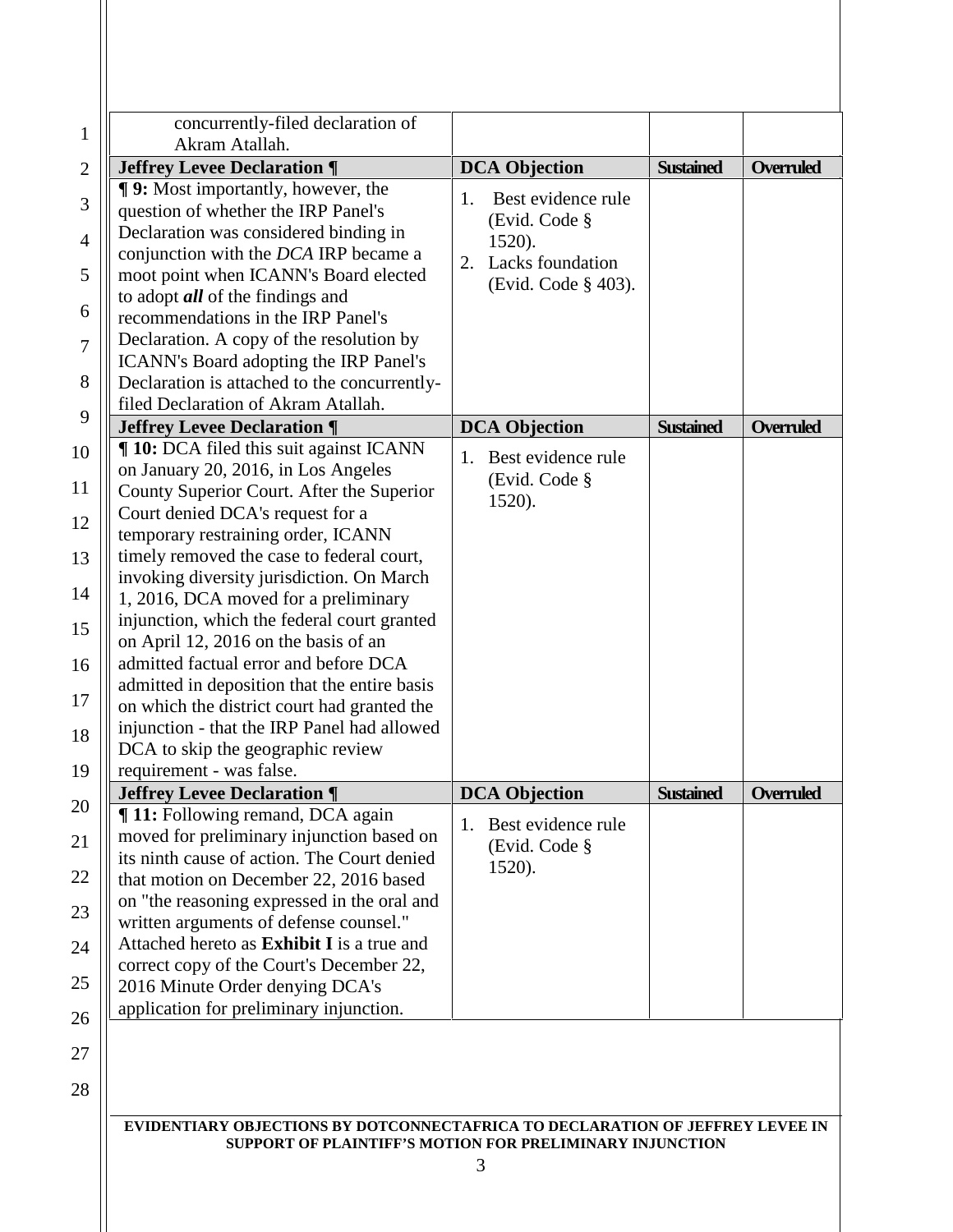| | | | |
|---|---|---|---|
| concurrently-filed declaration of Akram Atallah. | | | |
| **Jeffrey Levee Declaration ¶** | **DCA Objection** | **Sustained** | **Overruled** |
| **¶ 9:** Most importantly, however, the question of whether the IRP Panel's Declaration was considered binding in conjunction with the *DCA* IRP became a moot point when ICANN's Board elected to adopt ***all*** of the findings and recommendations in the IRP Panel's Declaration. A copy of the resolution by ICANN's Board adopting the IRP Panel's Declaration is attached to the concurrently-filed Declaration of Akram Atallah. | 1. Best evidence rule (Evid. Code § 1520). 2. Lacks foundation (Evid. Code § 403). | | |
| **Jeffrey Levee Declaration ¶** | **DCA Objection** | **Sustained** | **Overruled** |
| **¶ 10:** DCA filed this suit against ICANN on January 20, 2016, in Los Angeles County Superior Court. After the Superior Court denied DCA's request for a temporary restraining order, ICANN timely removed the case to federal court, invoking diversity jurisdiction. On March 1, 2016, DCA moved for a preliminary injunction, which the federal court granted on April 12, 2016 on the basis of an admitted factual error and before DCA admitted in deposition that the entire basis on which the district court had granted the injunction - that the IRP Panel had allowed DCA to skip the geographic review requirement - was false. | 1. Best evidence rule (Evid. Code § 1520). | | |
| **Jeffrey Levee Declaration ¶** | **DCA Objection** | **Sustained** | **Overruled** |
| **¶ 11:** Following remand, DCA again moved for preliminary injunction based on its ninth cause of action. The Court denied that motion on December 22, 2016 based on "the reasoning expressed in the oral and written arguments of defense counsel." Attached hereto as **Exhibit I** is a true and correct copy of the Court's December 22, 2016 Minute Order denying DCA's application for preliminary injunction. | 1. Best evidence rule (Evid. Code § 1520). | | |

**EVIDENTIARY OBJECTIONS BY DOTCONNECTAFRICA TO DECLARATION OF JEFFREY LEVEE IN SUPPORT OF PLAINTIFF'S MOTION FOR PRELIMINARY INJUNCTION**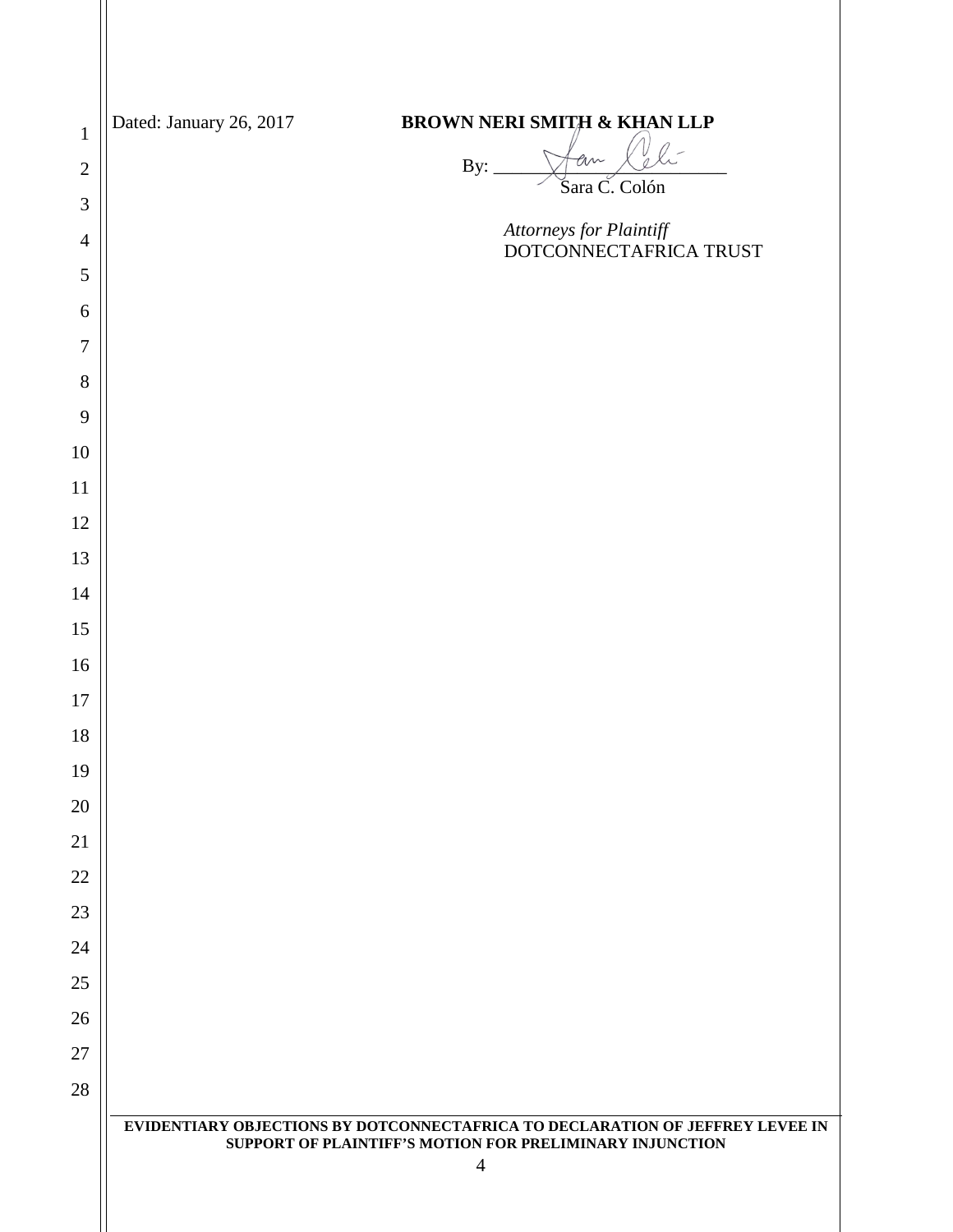Dated: January 26, 2017

**BROWN NERI SMITH & KHAN LLP**

By: ______________________
Sara C. Colón

*Attorneys for Plaintiff*
DOTCONNECTAFRICA TRUST